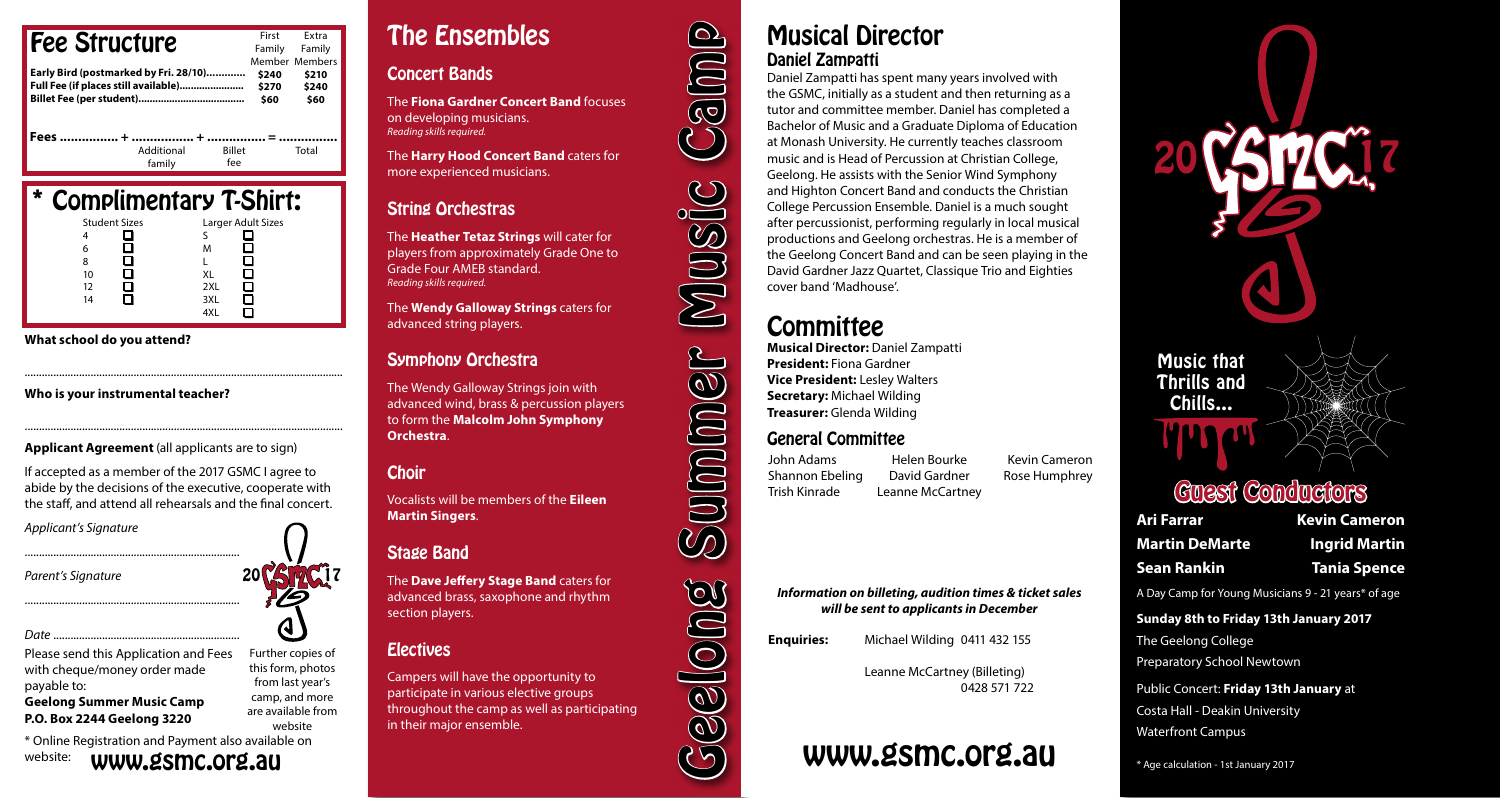# Fee Structure

| | First Family Member | Extra Family Members |
|---|---|---|
| Early Bird (postmarked by Fri. 28/10)............ | $240 | $210 |
| Full Fee (if places still available)...................... | $270 | $240 |
| Billet Fee (per student)....................................... | $60 | $60 |

**Fees ................ + ................ + ................ = ................**

Additional family — Billet fee — Total

# * Complimentary T-Shirt:

| Student Sizes | | Larger Adult Sizes | |
|---|---|---|---|
| 4 | ☐ | S | ☐ |
| 6 | ☐ | M | ☐ |
| 8 | ☐ | L | ☐ |
| 10 | ☐ | XL | ☐ |
| 12 | ☐ | 2XL | ☐ |
| 14 | ☐ | 3XL | ☐ |
| | | 4XL | ☐ |

**What school do you attend?**

.............................................................................................................

**Who is your instrumental teacher?**

.............................................................................................................

**Applicant Agreement** (all applicants are to sign)

If accepted as a member of the 2017 GSMC I agree to abide by the decisions of the executive, cooperate with the staff, and attend all rehearsals and the final concert.

*Applicant's Signature*

.........................................................................

*Parent's Signature*

.........................................................................

*Date* ..............................................................

Please send this Application and Fees with cheque/money order made payable to:

**Geelong Summer Music Camp**
**P.O. Box 2244 Geelong 3220**

Further copies of this form, photos from last year's camp, and more are available from website

\* Online Registration and Payment also available on website: **www.gsmc.org.au**

# The Ensembles

## Concert Bands

The **Fiona Gardner Concert Band** focuses on developing musicians.
*Reading skills required.*

The **Harry Hood Concert Band** caters for more experienced musicians.

## String Orchestras

The **Heather Tetaz Strings** will cater for players from approximately Grade One to Grade Four AMEB standard.
*Reading skills required.*

The **Wendy Galloway Strings** caters for advanced string players.

## Symphony Orchestra

The Wendy Galloway Strings join with advanced wind, brass & percussion players to form the **Malcolm John Symphony Orchestra**.

## Choir

Vocalists will be members of the **Eileen Martin Singers**.

## Stage Band

The **Dave Jeffery Stage Band** caters for advanced brass, saxophone and rhythm section players.

## Electives

Campers will have the opportunity to participate in various elective groups throughout the camp as well as participating in their major ensemble.

Geelong Summer Music Camp

# Musical Director

## Daniel Zampatti

Daniel Zampatti has spent many years involved with the GSMC, initially as a student and then returning as a tutor and committee member. Daniel has completed a Bachelor of Music and a Graduate Diploma of Education at Monash University. He currently teaches classroom music and is Head of Percussion at Christian College, Geelong. He assists with the Senior Wind Symphony and Highton Concert Band and conducts the Christian College Percussion Ensemble. Daniel is a much sought after percussionist, performing regularly in local musical productions and Geelong orchestras. He is a member of the Geelong Concert Band and can be seen playing in the David Gardner Jazz Quartet, Classique Trio and Eighties cover band 'Madhouse'.

# Committee

**Musical Director:** Daniel Zampatti
**President:** Fiona Gardner
**Vice President:** Lesley Walters
**Secretary:** Michael Wilding
**Treasurer:** Glenda Wilding

## General Committee

John Adams, Helen Bourke, Kevin Cameron, Shannon Ebeling, David Gardner, Rose Humphrey, Trish Kinrade, Leanne McCartney

***Information on billeting, audition times & ticket sales will be sent to applicants in December***

**Enquiries:** Michael Wilding 0411 432 155

Leanne McCartney (Billeting) 0428 571 722

# www.gsmc.org.au

# 20GSMC17

**Music that Thrills and Chills...**

# Guest Conductors

**Ari Farrar** — **Kevin Cameron**
**Martin DeMarte** — **Ingrid Martin**
**Sean Rankin** — **Tania Spence**

A Day Camp for Young Musicians 9 - 21 years* of age

**Sunday 8th to Friday 13th January 2017**

The Geelong College
Preparatory School Newtown

Public Concert: **Friday 13th January** at
Costa Hall - Deakin University
Waterfront Campus

\* Age calculation - 1st January 2017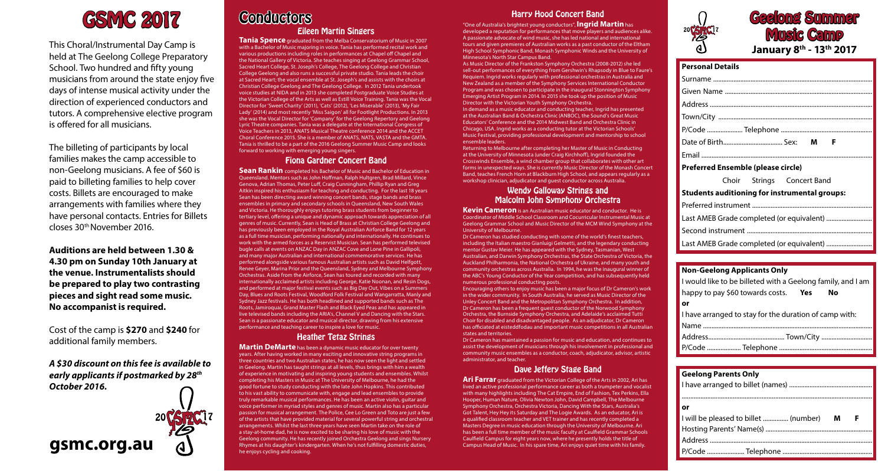# GSMC 2017

This Choral/Instrumental Day Camp is held at The Geelong College Preparatory School. Two hundred and fifty young musicians from around the state enjoy five days of intense musical activity under the direction of experienced conductors and tutors. A comprehensive elective program is offered for all musicians.

The billeting of participants by local families makes the camp accessible to non-Geelong musicians. A fee of $60 is paid to billeting families to help cover costs. Billets are encouraged to make arrangements with families where they have personal contacts. Entries for Billets closes 30th November 2016.

**Auditions are held between 1.30 & 4.30 pm on Sunday 10th January at the venue. Instrumentalists should be prepared to play two contrasting pieces and sight read some music. No accompanist is required.**

Cost of the camp is **$270** and **$240** for additional family members.

***A $30 discount on this fee is available to early applicants if postmarked by 28th October 2016.***

**gsmc.org.au**

# Conductors

## Eileen Martin Singers

**Tania Spence** graduated from the Melba Conservatorium of Music in 2007 with a Bachelor of Music majoring in voice. Tania has performed recital work and various productions including roles in performances at Chapel off Chapel and the National Gallery of Victoria. She teaches singing at Geelong Grammar School, Sacred Heart College, St. Joseph's College, The Geelong College and Christian College Geelong and also runs a successful private studio. Tania leads the choir at Sacred Heart; the vocal ensemble at St. Joseph's and assists with the choirs at Christian College Geelong and The Geelong College. In 2012 Tania undertook voice studies at NIDA and in 2013 she completed Postgraduate Voice Studies at the Victorian College of the Arts as well as Estill Voice Training. Tania was the Vocal Director for 'Sweet Charity' (2011), 'Cats' (2012), 'Les Miserable' (2013), 'My Fair Lady' (2014) and most recently 'Miss Saigon' all for Footlight Productions. In 2013 she was the Vocal Director for 'Company' for the Geelong Repertory and Geelong Lyric Theatre companies. Tania was a delegate at the International Congress of Voice Teachers in 2013, ANATS Musical Theatre conference 2014 and the ACCET Choral Conference 2015. She is a member of ANATS, NATS, VASTA and the GMTA. Tania is thrilled to be a part of the 2016 Geelong Summer Music Camp and looks forward to working with emerging young singers.

## Fiona Gardner Concert Band

**Sean Rankin** completed his Bachelor of Music and Bachelor of Education in Queensland. Mentors such as John Hoffman, Ralph Hultgren, Brad Millard, Vince Genova, Adrian Thomas, Peter Luff, Craig Cunningham, Phillip Ryan and Greg Aitkin inspired his enthusiasm for teaching and conducting. For the last 18 years Sean has been directing award winning concert bands, stage bands and brass ensembles in primary and secondary schools in Queensland, New South Wales and Victoria. He thoroughly enjoys tutoring brass students from beginner to tertiary level, offering a unique and dynamic approach towards appreciation of all genres of music. Currently, Sean is Head of Brass at Christian College Geelong and has previously been employed in the Royal Australian Airforce Band for 12 years as a full time musician, performing nationally and internationally. He continues to work with the armed forces as a Reservist Musician. Sean has performed televised bugle calls at events on ANZAC Day in ANZAC Cove and Lone Pine in Gallipoli, and many major Australian and international commemorative services. He has performed alongside various famous Australian artists such as David Helfgott, Renee Geyer, Marina Prior and the Queensland, Sydney and Melbourne Symphony Orchestras. Aside from the Airforce, Sean has toured and recorded with many internationally acclaimed artists including George, Katie Noonan, and Resin Dogs, and performed at major festival events such as Big Day Out, Vibes on a Summers Day, Blues and Roots Festival, Woodford Folk Festival and Wangarratta, Manly and Sydney Jazz festivals. He has both headlined and supported bands such as The Roots, Jamiroquai, Grand Master Flash and Black Eyed Peas and has appeared in live televised bands including the ARIA's, Channel V and Dancing with the Stars. Sean is a passionate educator and musical director, drawing from his extensive performance and teaching career to inspire a love for music.

## Heather Tetaz Strings

**Martin DeMarte** has been a dynamic music educator for over twenty years. After having worked in many exciting and innovative string programs in three countries and two Australian states, he has now seen the light and settled in Geelong. Martin has taught strings at all levels, thus brings with him a wealth of experience in motivating and inspiring young students and ensembles. Whilst completing his Masters in Music at The University of Melbourne, he had the good fortune to study conducting with the late John Hopkins. This contributed to his vast ability to communicate with, engage and lead ensembles to produce truly remarkable musical performances. He has been an active violin, guitar and voice performer in myriad styles and genres of music. Martin also has a particular passion for musical arrangement. The Police, Cee Lo Green and Toto are just a few of the artists that have provided material for several powerful string and orchestral arrangements. Whilst the last three years have seen Martin take on the role of a stay-at-home dad, he is now excited to be sharing his love of music with the Geelong community. He has recently joined Orchestra Geelong and sings Nursery Rhymes at his daughter's kindergarten. When he's not fulfilling domestic duties, he enjoys cycling and cooking.

## Harry Hood Concert Band

"One of Australia's brightest young conductors", **Ingrid Martin** has developed a reputation for performances that move players and audiences alike. A passionate advocate of wind music, she has led national and international tours and given premieres of Australian works as a past conductor of the Eltham High School Symphonic Band, Monash Symphonic Winds and the University of Minnesota's North Star Campus Band.

As Music Director of the Frankston Symphony Orchestra (2008-2012) she led sell-out performances of everything from Gershwin's Rhapsody in Blue to Fauré's Requiem. Ingrid works regularly with professional orchestras in Australia and New Zealand as a member of the Symphony Services International Conductor Program and was chosen to participate in the inaugural Stonnington Symphony Emerging Artist Program in 2014. In 2015 she took up the position of Music Director with the Victorian Youth Symphony Orchestra.

In demand as a music educator and conducting teacher, Ingrid has presented at the Australian Band & Orchestra Clinic (ANBOC), the Sound's Great Music Educators' Conference and the 2014 Midwest Band and Orchestra Clinic in Chicago, USA. Ingrid works as a conducting tutor at the Victorian Schools' Music Festival, providing professional development and mentorship to school ensemble leaders.

Returning to Melbourne after completing her Master of Music in Conducting at the University of Minnesota (under Craig Kirchhoff), Ingrid founded the Crosswinds Ensemble, a wind chamber group that collaborates with other art forms in unexpected ways. She is currently Music Director of the Monash Concert Band, teaches French Horn at Blackburn High School, and appears regularly as a workshop clinician, adjudicator and guest conductor across Australia.

## Wendy Galloway Strings and Malcolm John Symphony Orchestra

**Kevin Cameron** is an Australian music educator and conductor. He is Coordinator of Middle School Classroom and Cocurricular Instrumental Music at Geelong Grammar School and Music Director of the MCM Wind Symphony at the University of Melbourne.

Dr Cameron has studied conducting with some of the world's finest teachers, including the Italian maestro Gianluigi Gelmetti, and the legendary conducting mentor Gustav Meier. He has appeared with the Sydney, Tasmanian, West Australian, and Darwin Symphony Orchestras, the State Orchestra of Victoria, the Auckland Philharmonia, the National Orchestra of Ukraine, and many youth and community orchestras across Australia. In 1994, he was the inaugural winner of the ABC's Young Conductor of the Year competition, and has subsequently held numerous professional conducting posts.

Encouraging others to enjoy music has been a major focus of Dr Cameron's work in the wider community. In South Australia, he served as Music Director of the Unley Concert Band and the Metropolitan Symphony Orchestra. In addition, Dr Cameron has been a frequent guest conductor of the Norwood Symphony Orchestra, the Burnside Symphony Orchestra, and Adelaide's acclaimed Tutti Choir for disabled and disadvantaged people. As an adjudicator, Dr Cameron has officiated at eisteddfodau and important music competitions in all Australian states and territories.

Dr Cameron has maintained a passion for music and education, and continues to assist the development of musicians through his involvement in professional and community music ensembles as a conductor, coach, adjudicator, advisor, artistic administrator, and teacher.

## Dave Jeffery Stage Band

**Ari Farrar** graduated from the Victorian College of the Arts in 2002, Ari has lived an active professional performance career as both a trumpeter and vocalist with many highlights including The Cat Empire, End of Fashion, Tex Perkins, Ella Hooper, Human Nature, Olivia Newton John, David Campbell, The Melbourne Symphony Orchestra, Orchestra Victoria, Dancing With the Stars, Australia's Got Talent, Hey Hey Its Saturday and The Logie Awards. As an educator, Ari is a qualified classroom teacher and VET trainer and has recently completed a Masters Degree in music education through the University of Melbourne. Ari has been a full time member of the music faculty at Caulfield Grammar Schools Caulfield Campus for eight years now, where he presently holds the title of Campus Head of Music. In his spare time, Ari enjoys quiet time with his family.

# Geelong Summer Music Camp

**January 8th - 13th 2017**

**Personal Details**

Surname ..............................

Given Name ..............................

Address ..............................

Town/City ..............................

P/Code .................... Telephone ..............................

Date of Birth.............................. Sex: **M F**

Email ..............................

**Preferred Ensemble (please circle)**

Choir Strings Concert Band

**Students auditioning for instrumental groups:**

Preferred instrument ..............................

Last AMEB Grade completed (or equivalent) ..............................

Second instrument ..............................

Last AMEB Grade completed (or equivalent) ..............................

**Non-Geelong Applicants Only**

I would like to be billeted with a Geelong family, and I am happy to pay $60 towards costs. **Yes No**

**or**

I have arranged to stay for the duration of camp with:

Name ..............................

Address.............................. Town/City ..............................

P/Code .................... Telephone ..............................

**Geelong Parents Only**

I have arranged to billet (names) ..............................

..............................

**or**

I will be pleased to billet .............. (number) **M F**

Hosting Parents' Name(s) ..............................

Address ..............................

P/Code .................... Telephone ..............................